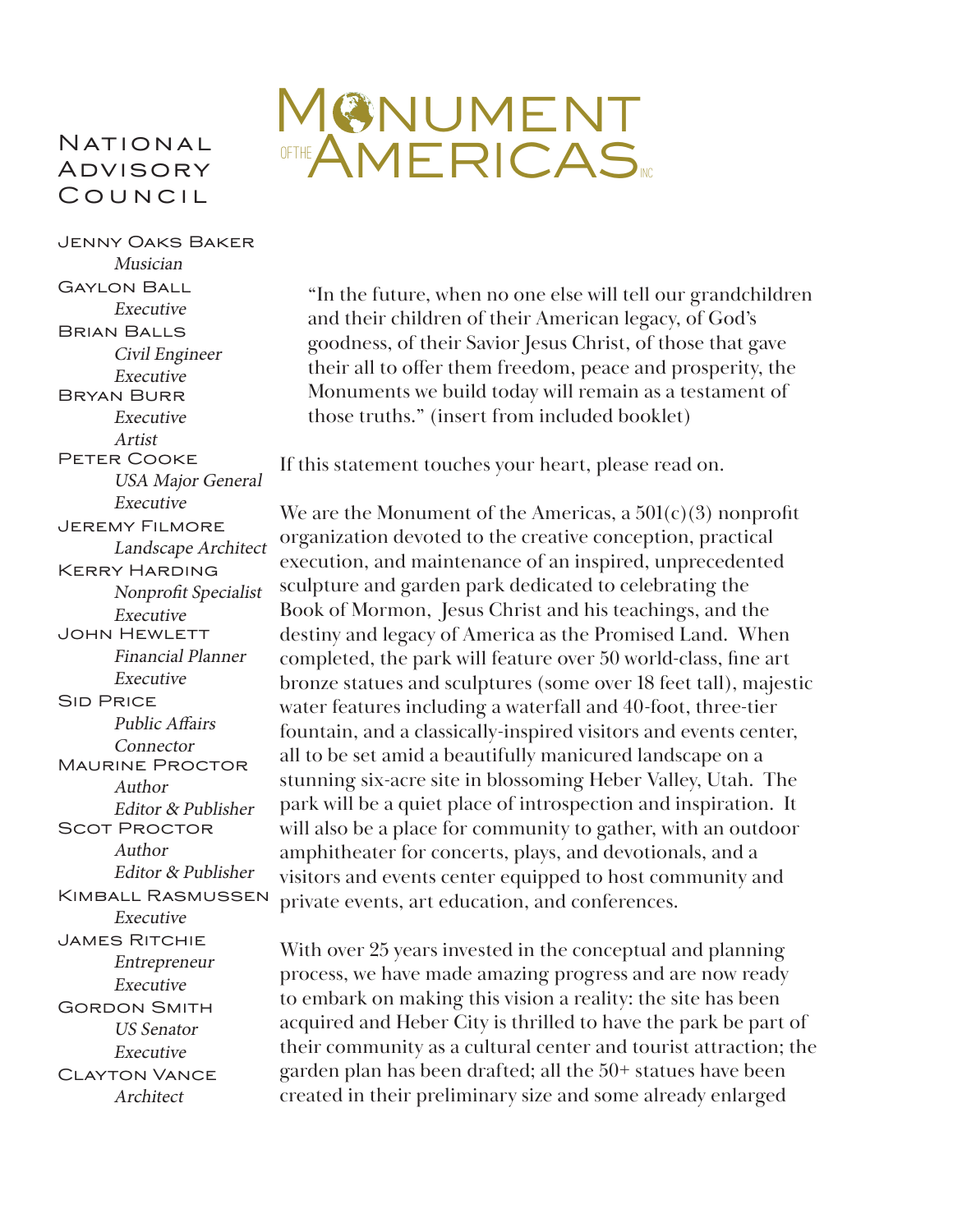# Monument of the Americas Inc

## National Advisory Council

**Jenny Oaks Baker**
*Musician*

**Gaylon Ball**
*Executive*

**Brian Balls**
*Civil Engineer*
*Executive*

**Bryan Burr**
*Executive*
*Artist*

**Peter Cooke**
*USA Major General*
*Executive*

**Jeremy Filmore**
*Landscape Architect*

**Kerry Harding**
*Nonprofit Specialist*
*Executive*

**John Hewlett**
*Financial Planner*
*Executive*

**Sid Price**
*Public Affairs*
*Connector*

**Maurine Proctor**
*Author*
*Editor & Publisher*

**Scot Proctor**
*Author*
*Editor & Publisher*

**Kimball Rasmussen**
*Executive*

**James Ritchie**
*Entrepreneur*
*Executive*

**Gordon Smith**
*US Senator*
*Executive*

**Clayton Vance**
*Architect*

> "In the future, when no one else will tell our grandchildren and their children of their American legacy, of God's goodness, of their Savior Jesus Christ, of those that gave their all to offer them freedom, peace and prosperity, the Monuments we build today will remain as a testament of those truths." (insert from included booklet)

If this statement touches your heart, please read on.

We are the Monument of the Americas, a 501(c)(3) nonprofit organization devoted to the creative conception, practical execution, and maintenance of an inspired, unprecedented sculpture and garden park dedicated to celebrating the Book of Mormon, Jesus Christ and his teachings, and the destiny and legacy of America as the Promised Land. When completed, the park will feature over 50 world-class, fine art bronze statues and sculptures (some over 18 feet tall), majestic water features including a waterfall and 40-foot, three-tier fountain, and a classically-inspired visitors and events center, all to be set amid a beautifully manicured landscape on a stunning six-acre site in blossoming Heber Valley, Utah. The park will be a quiet place of introspection and inspiration. It will also be a place for community to gather, with an outdoor amphitheater for concerts, plays, and devotionals, and a visitors and events center equipped to host community and private events, art education, and conferences.

With over 25 years invested in the conceptual and planning process, we have made amazing progress and are now ready to embark on making this vision a reality: the site has been acquired and Heber City is thrilled to have the park be part of their community as a cultural center and tourist attraction; the garden plan has been drafted; all the 50+ statues have been created in their preliminary size and some already enlarged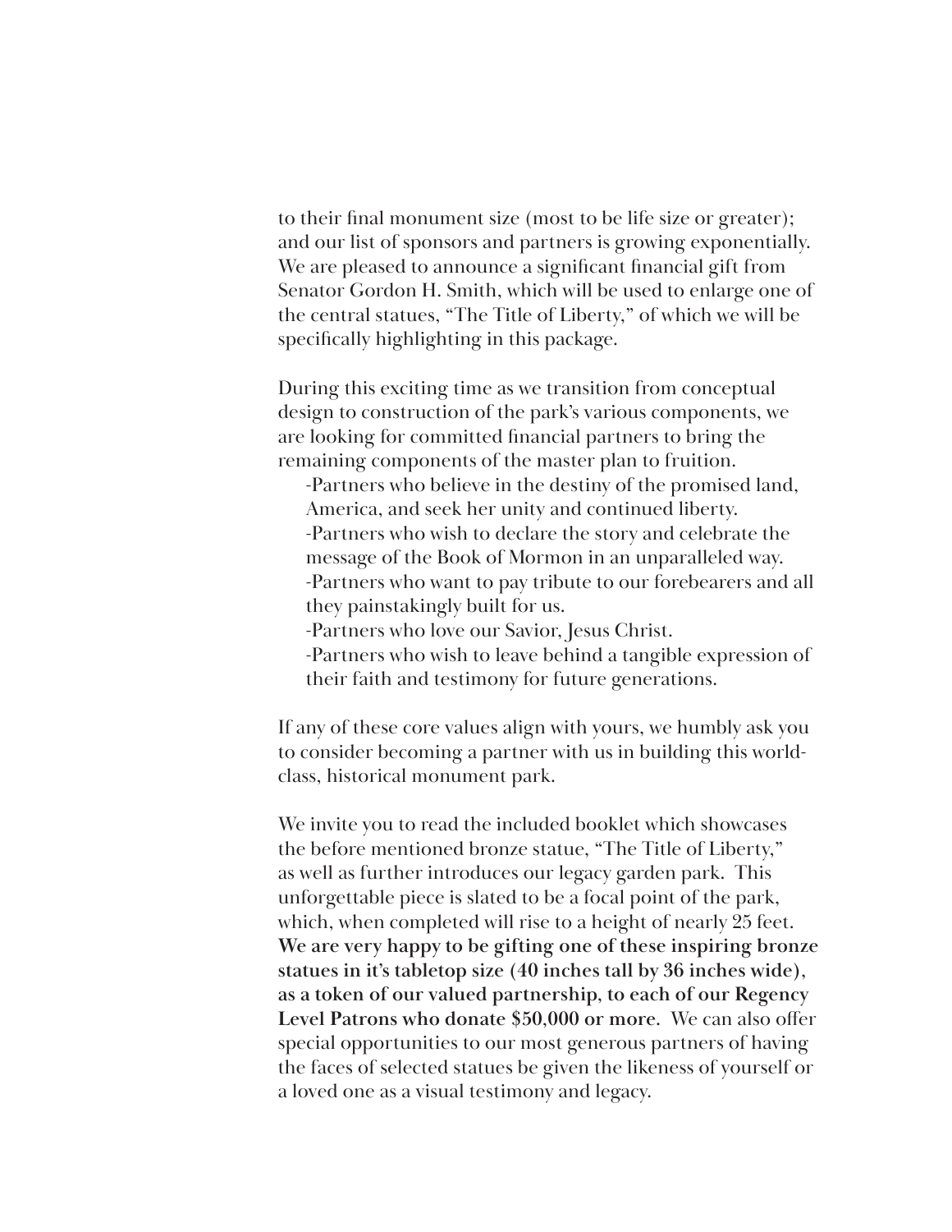to their final monument size (most to be life size or greater); and our list of sponsors and partners is growing exponentially. We are pleased to announce a significant financial gift from Senator Gordon H. Smith, which will be used to enlarge one of the central statues, "The Title of Liberty," of which we will be specifically highlighting in this package.

During this exciting time as we transition from conceptual design to construction of the park's various components, we are looking for committed financial partners to bring the remaining components of the master plan to fruition.

-Partners who believe in the destiny of the promised land, America, and seek her unity and continued liberty.
-Partners who wish to declare the story and celebrate the message of the Book of Mormon in an unparalleled way.
-Partners who want to pay tribute to our forebearers and all they painstakingly built for us.
-Partners who love our Savior, Jesus Christ.
-Partners who wish to leave behind a tangible expression of their faith and testimony for future generations.

If any of these core values align with yours, we humbly ask you to consider becoming a partner with us in building this world-class, historical monument park.

We invite you to read the included booklet which showcases the before mentioned bronze statue, "The Title of Liberty," as well as further introduces our legacy garden park. This unforgettable piece is slated to be a focal point of the park, which, when completed will rise to a height of nearly 25 feet. **We are very happy to be gifting one of these inspiring bronze statues in it's tabletop size (40 inches tall by 36 inches wide), as a token of our valued partnership, to each of our Regency Level Patrons who donate $50,000 or more.** We can also offer special opportunities to our most generous partners of having the faces of selected statues be given the likeness of yourself or a loved one as a visual testimony and legacy.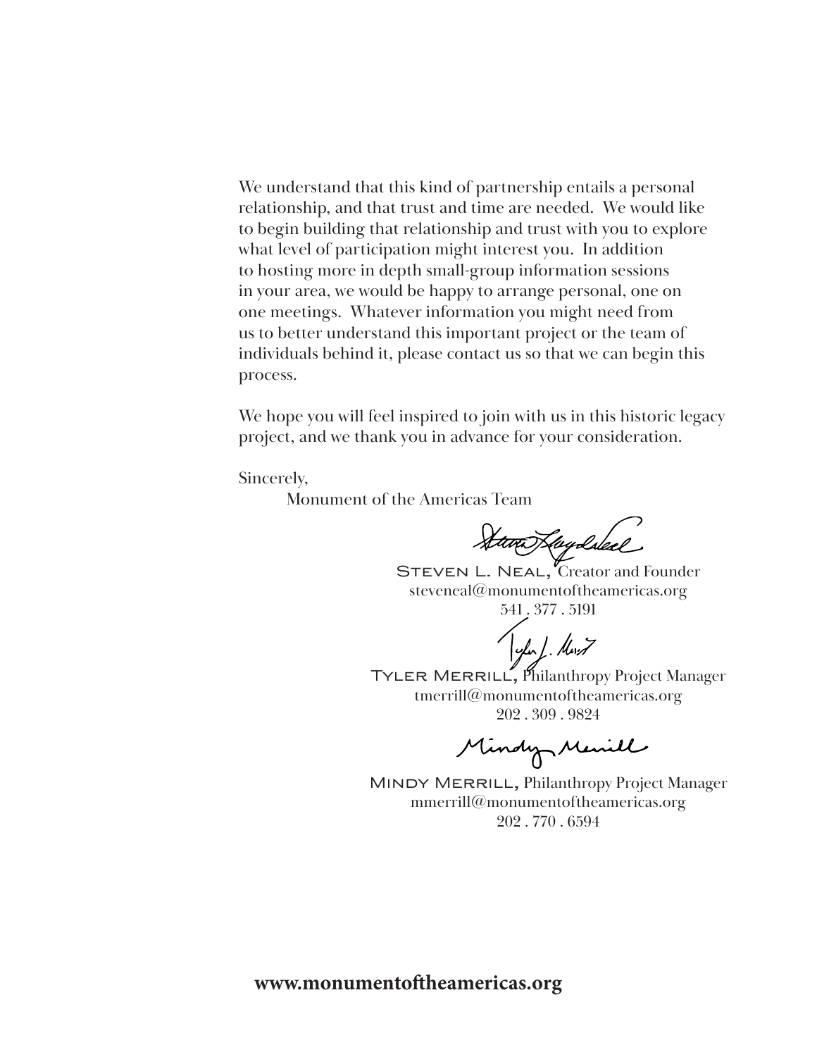We understand that this kind of partnership entails a personal relationship, and that trust and time are needed. We would like to begin building that relationship and trust with you to explore what level of participation might interest you. In addition to hosting more in depth small-group information sessions in your area, we would be happy to arrange personal, one on one meetings. Whatever information you might need from us to better understand this important project or the team of individuals behind it, please contact us so that we can begin this process.

We hope you will feel inspired to join with us in this historic legacy project, and we thank you in advance for your consideration.

Sincerely,

Monument of the Americas Team

STEVEN L. NEAL, Creator and Founder
steveneal@monumentoftheamericas.org
541 . 377 . 5191

TYLER MERRILL, Philanthropy Project Manager
tmerrill@monumentoftheamericas.org
202 . 309 . 9824

MINDY MERRILL, Philanthropy Project Manager
mmerrill@monumentoftheamericas.org
202 . 770 . 6594

**www.monumentoftheamericas.org**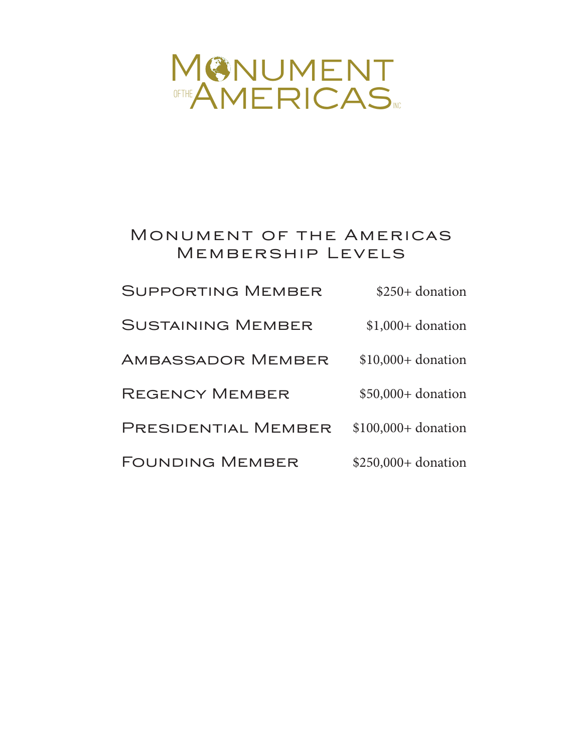# Monument of the Americas Inc

## Monument of the Americas Membership Levels

| | |
|---|---|
| Supporting Member | $250+ donation |
| Sustaining Member | $1,000+ donation |
| Ambassador Member | $10,000+ donation |
| Regency Member | $50,000+ donation |
| Presidential Member | $100,000+ donation |
| Founding Member | $250,000+ donation |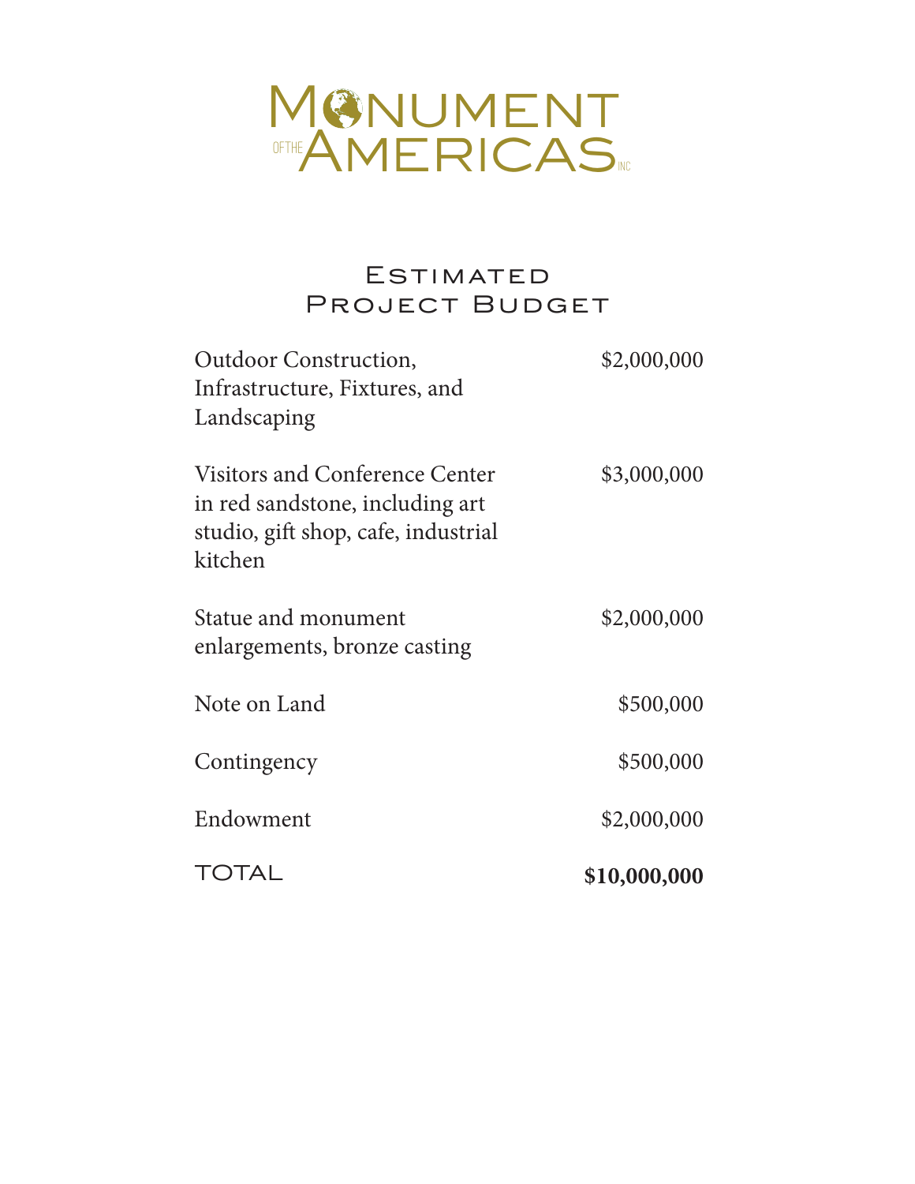# Monument of the Americas Inc

## Estimated Project Budget

| | |
|---|---|
| Outdoor Construction, Infrastructure, Fixtures, and Landscaping | $2,000,000 |
| Visitors and Conference Center in red sandstone, including art studio, gift shop, cafe, industrial kitchen | $3,000,000 |
| Statue and monument enlargements, bronze casting | $2,000,000 |
| Note on Land | $500,000 |
| Contingency | $500,000 |
| Endowment | $2,000,000 |
| TOTAL | **$10,000,000** |